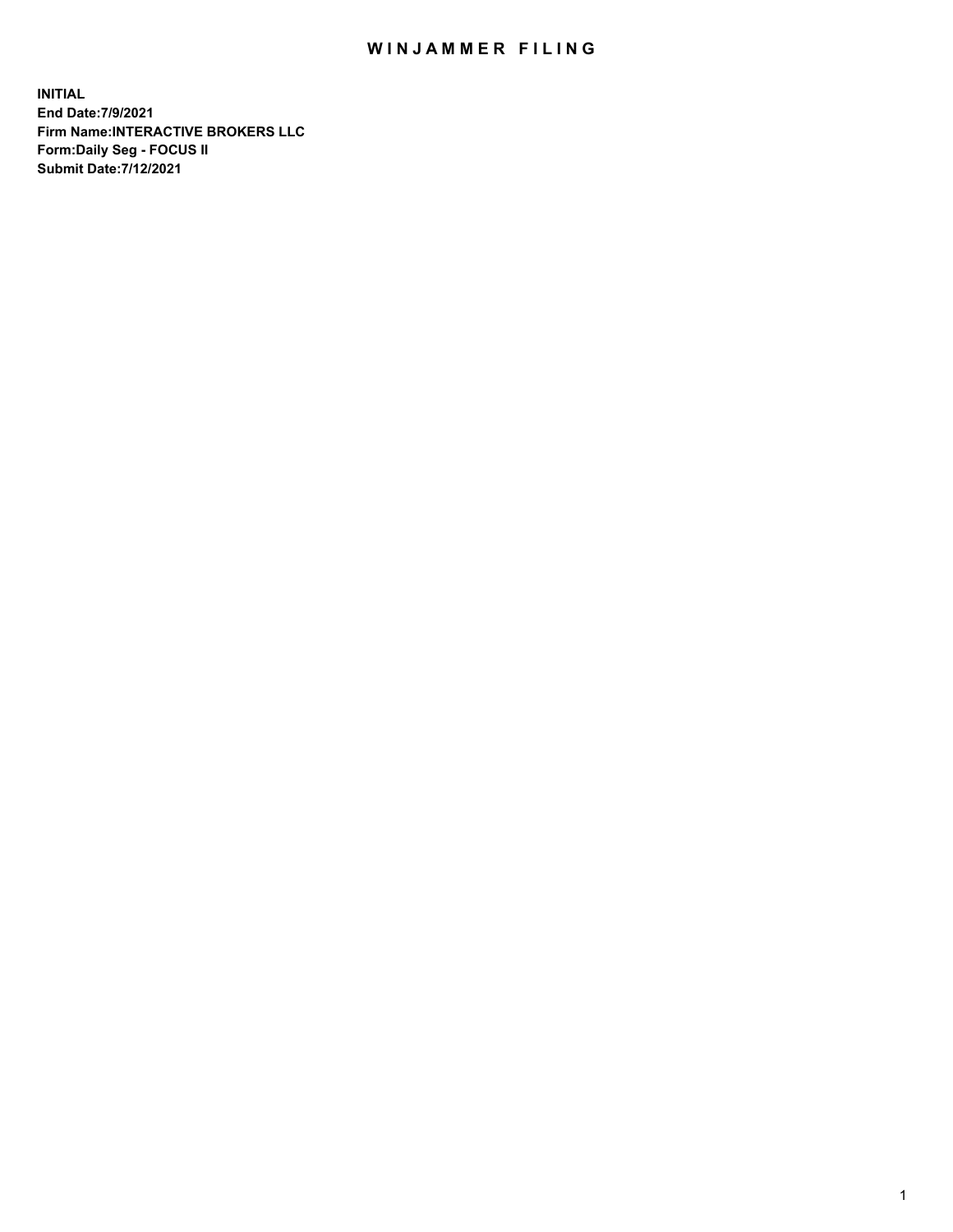# WINJAMMER FILING

**INITIAL**
**End Date:7/9/2021**
**Firm Name:INTERACTIVE BROKERS LLC**
**Form:Daily Seg - FOCUS II**
**Submit Date:7/12/2021**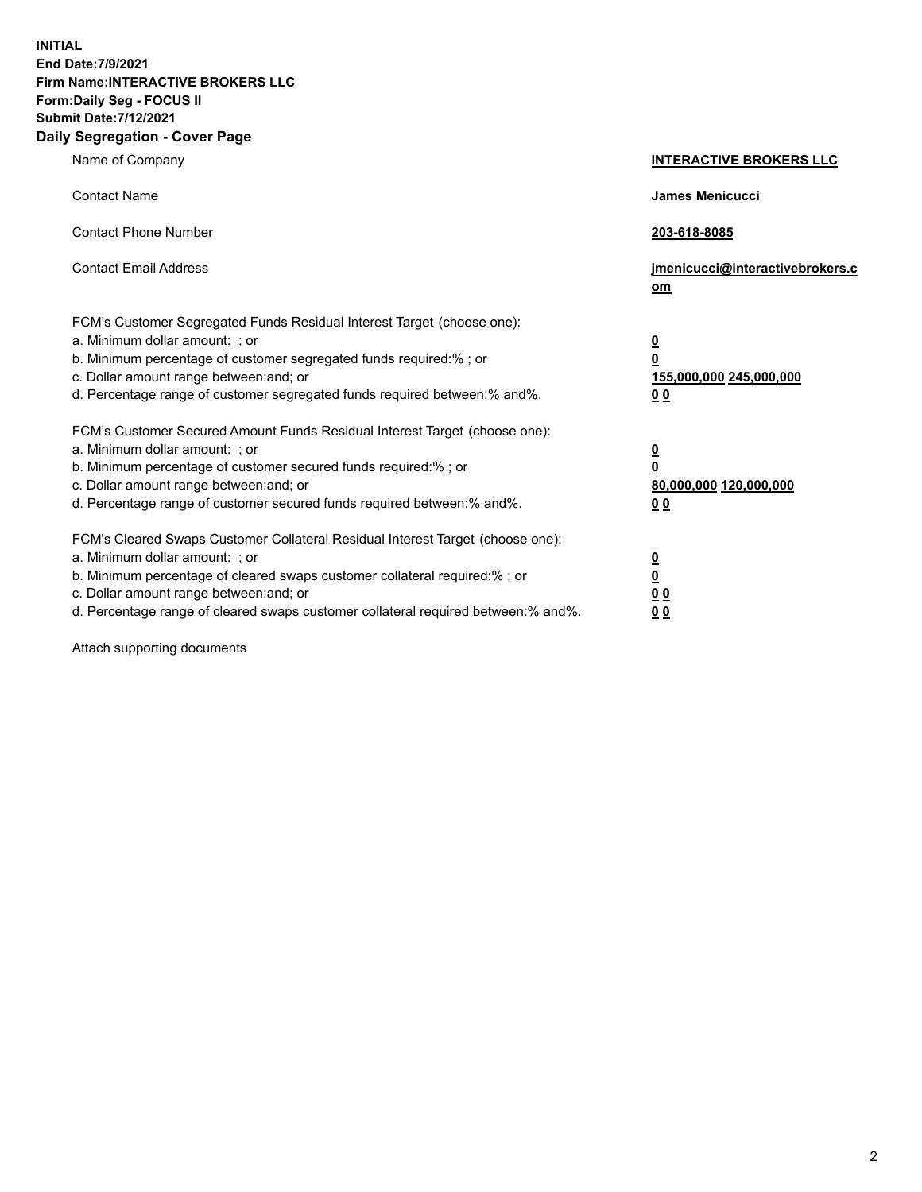**INITIAL**
**End Date:7/9/2021**
**Firm Name:INTERACTIVE BROKERS LLC**
**Form:Daily Seg - FOCUS II**
**Submit Date:7/12/2021**

## Daily Segregation - Cover Page

| | |
|---|---|
| Name of Company | **INTERACTIVE BROKERS LLC** |
| Contact Name | **James Menicucci** |
| Contact Phone Number | **203-618-8085** |
| Contact Email Address | **jmenicucci@interactivebrokers.com** |

FCM's Customer Segregated Funds Residual Interest Target (choose one):

| | |
|---|---|
| a. Minimum dollar amount: ; or | **0** |
| b. Minimum percentage of customer segregated funds required:% ; or | **0** |
| c. Dollar amount range between:and; or | **155,000,000 245,000,000** |
| d. Percentage range of customer segregated funds required between:% and%. | **0 0** |

FCM's Customer Secured Amount Funds Residual Interest Target (choose one):

| | |
|---|---|
| a. Minimum dollar amount: ; or | **0** |
| b. Minimum percentage of customer secured funds required:% ; or | **0** |
| c. Dollar amount range between:and; or | **80,000,000 120,000,000** |
| d. Percentage range of customer secured funds required between:% and%. | **0 0** |

FCM's Cleared Swaps Customer Collateral Residual Interest Target (choose one):

| | |
|---|---|
| a. Minimum dollar amount: ; or | **0** |
| b. Minimum percentage of cleared swaps customer collateral required:% ; or | **0** |
| c. Dollar amount range between:and; or | **0 0** |
| d. Percentage range of cleared swaps customer collateral required between:% and%. | **0 0** |

Attach supporting documents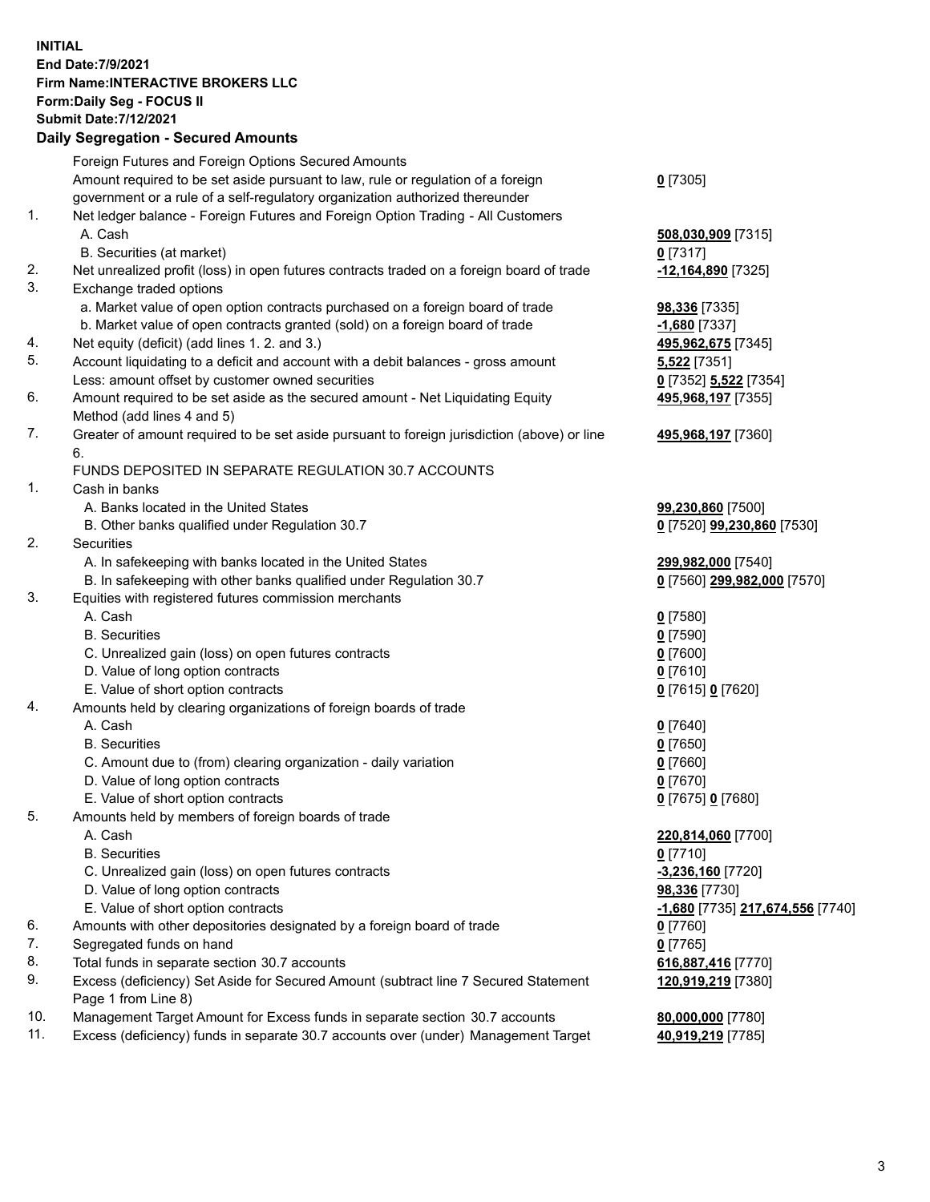**INITIAL**
**End Date:7/9/2021**
**Firm Name:INTERACTIVE BROKERS LLC**
**Form:Daily Seg - FOCUS II**
**Submit Date:7/12/2021**

## Daily Segregation - Secured Amounts

| | | |
|---|---|---|
| | Foreign Futures and Foreign Options Secured Amounts | |
| | Amount required to be set aside pursuant to law, rule or regulation of a foreign government or a rule of a self-regulatory organization authorized thereunder | **0** [7305] |
| 1. | Net ledger balance - Foreign Futures and Foreign Option Trading - All Customers | |
| | A. Cash | **508,030,909** [7315] |
| | B. Securities (at market) | **0** [7317] |
| 2. | Net unrealized profit (loss) in open futures contracts traded on a foreign board of trade | **-12,164,890** [7325] |
| 3. | Exchange traded options | |
| | a. Market value of open option contracts purchased on a foreign board of trade | **98,336** [7335] |
| | b. Market value of open contracts granted (sold) on a foreign board of trade | **-1,680** [7337] |
| 4. | Net equity (deficit) (add lines 1. 2. and 3.) | **495,962,675** [7345] |
| 5. | Account liquidating to a deficit and account with a debit balances - gross amount | **5,522** [7351] |
| | Less: amount offset by customer owned securities | **0** [7352] **5,522** [7354] |
| 6. | Amount required to be set aside as the secured amount - Net Liquidating Equity Method (add lines 4 and 5) | **495,968,197** [7355] |
| 7. | Greater of amount required to be set aside pursuant to foreign jurisdiction (above) or line 6. | **495,968,197** [7360] |
| | FUNDS DEPOSITED IN SEPARATE REGULATION 30.7 ACCOUNTS | |
| 1. | Cash in banks | |
| | A. Banks located in the United States | **99,230,860** [7500] |
| | B. Other banks qualified under Regulation 30.7 | **0** [7520] **99,230,860** [7530] |
| 2. | Securities | |
| | A. In safekeeping with banks located in the United States | **299,982,000** [7540] |
| | B. In safekeeping with other banks qualified under Regulation 30.7 | **0** [7560] **299,982,000** [7570] |
| 3. | Equities with registered futures commission merchants | |
| | A. Cash | **0** [7580] |
| | B. Securities | **0** [7590] |
| | C. Unrealized gain (loss) on open futures contracts | **0** [7600] |
| | D. Value of long option contracts | **0** [7610] |
| | E. Value of short option contracts | **0** [7615] **0** [7620] |
| 4. | Amounts held by clearing organizations of foreign boards of trade | |
| | A. Cash | **0** [7640] |
| | B. Securities | **0** [7650] |
| | C. Amount due to (from) clearing organization - daily variation | **0** [7660] |
| | D. Value of long option contracts | **0** [7670] |
| | E. Value of short option contracts | **0** [7675] **0** [7680] |
| 5. | Amounts held by members of foreign boards of trade | |
| | A. Cash | **220,814,060** [7700] |
| | B. Securities | **0** [7710] |
| | C. Unrealized gain (loss) on open futures contracts | **-3,236,160** [7720] |
| | D. Value of long option contracts | **98,336** [7730] |
| | E. Value of short option contracts | **-1,680** [7735] **217,674,556** [7740] |
| 6. | Amounts with other depositories designated by a foreign board of trade | **0** [7760] |
| 7. | Segregated funds on hand | **0** [7765] |
| 8. | Total funds in separate section 30.7 accounts | **616,887,416** [7770] |
| 9. | Excess (deficiency) Set Aside for Secured Amount (subtract line 7 Secured Statement Page 1 from Line 8) | **120,919,219** [7380] |
| 10. | Management Target Amount for Excess funds in separate section 30.7 accounts | **80,000,000** [7780] |
| 11. | Excess (deficiency) funds in separate 30.7 accounts over (under) Management Target | **40,919,219** [7785] |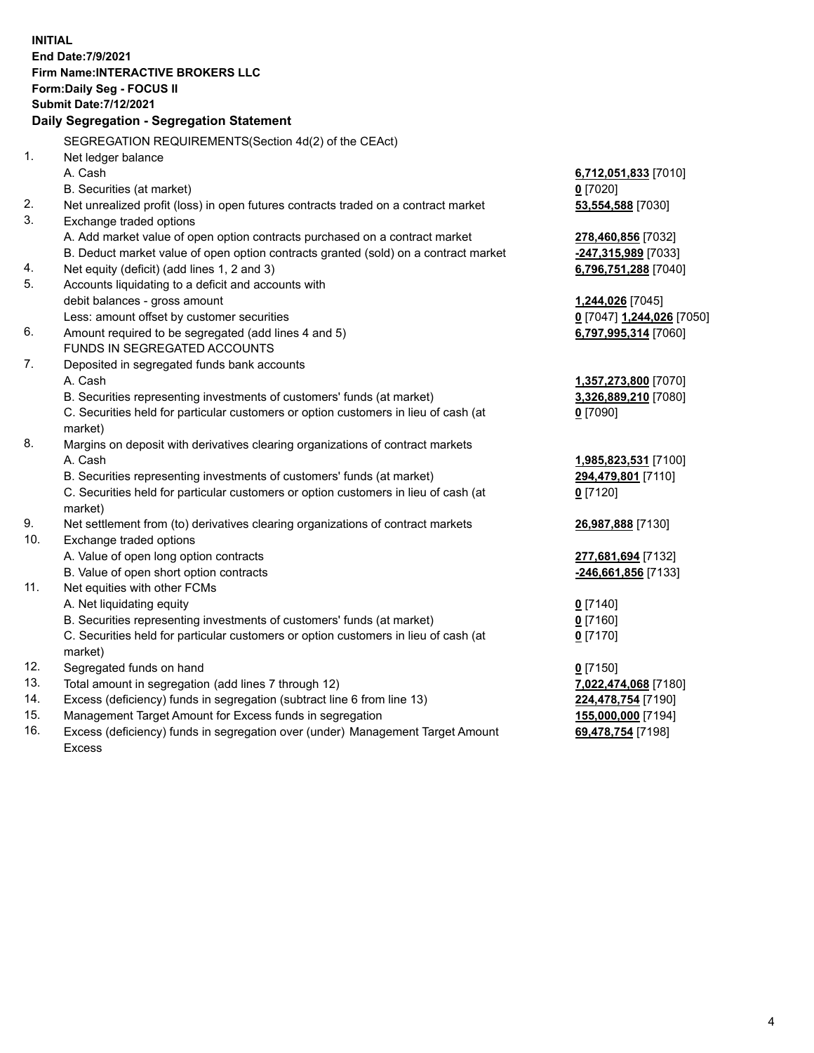**INITIAL**
**End Date:7/9/2021**
**Firm Name:INTERACTIVE BROKERS LLC**
**Form:Daily Seg - FOCUS II**
**Submit Date:7/12/2021**

### Daily Segregation - Segregation Statement

SEGREGATION REQUIREMENTS(Section 4d(2) of the CEAct)

| | | |
|---|---|---|
| 1. | Net ledger balance | |
| | A. Cash | **6,712,051,833** [7010] |
| | B. Securities (at market) | **0** [7020] |
| 2. | Net unrealized profit (loss) in open futures contracts traded on a contract market | **53,554,588** [7030] |
| 3. | Exchange traded options | |
| | A. Add market value of open option contracts purchased on a contract market | **278,460,856** [7032] |
| | B. Deduct market value of open option contracts granted (sold) on a contract market | **-247,315,989** [7033] |
| 4. | Net equity (deficit) (add lines 1, 2 and 3) | **6,796,751,288** [7040] |
| 5. | Accounts liquidating to a deficit and accounts with | |
| | debit balances - gross amount | **1,244,026** [7045] |
| | Less: amount offset by customer securities | **0** [7047] **1,244,026** [7050] |
| 6. | Amount required to be segregated (add lines 4 and 5) | **6,797,995,314** [7060] |
| | FUNDS IN SEGREGATED ACCOUNTS | |
| 7. | Deposited in segregated funds bank accounts | |
| | A. Cash | **1,357,273,800** [7070] |
| | B. Securities representing investments of customers' funds (at market) | **3,326,889,210** [7080] |
| | C. Securities held for particular customers or option customers in lieu of cash (at market) | **0** [7090] |
| 8. | Margins on deposit with derivatives clearing organizations of contract markets | |
| | A. Cash | **1,985,823,531** [7100] |
| | B. Securities representing investments of customers' funds (at market) | **294,479,801** [7110] |
| | C. Securities held for particular customers or option customers in lieu of cash (at market) | **0** [7120] |
| 9. | Net settlement from (to) derivatives clearing organizations of contract markets | **26,987,888** [7130] |
| 10. | Exchange traded options | |
| | A. Value of open long option contracts | **277,681,694** [7132] |
| | B. Value of open short option contracts | **-246,661,856** [7133] |
| 11. | Net equities with other FCMs | |
| | A. Net liquidating equity | **0** [7140] |
| | B. Securities representing investments of customers' funds (at market) | **0** [7160] |
| | C. Securities held for particular customers or option customers in lieu of cash (at market) | **0** [7170] |
| 12. | Segregated funds on hand | **0** [7150] |
| 13. | Total amount in segregation (add lines 7 through 12) | **7,022,474,068** [7180] |
| 14. | Excess (deficiency) funds in segregation (subtract line 6 from line 13) | **224,478,754** [7190] |
| 15. | Management Target Amount for Excess funds in segregation | **155,000,000** [7194] |
| 16. | Excess (deficiency) funds in segregation over (under) Management Target Amount Excess | **69,478,754** [7198] |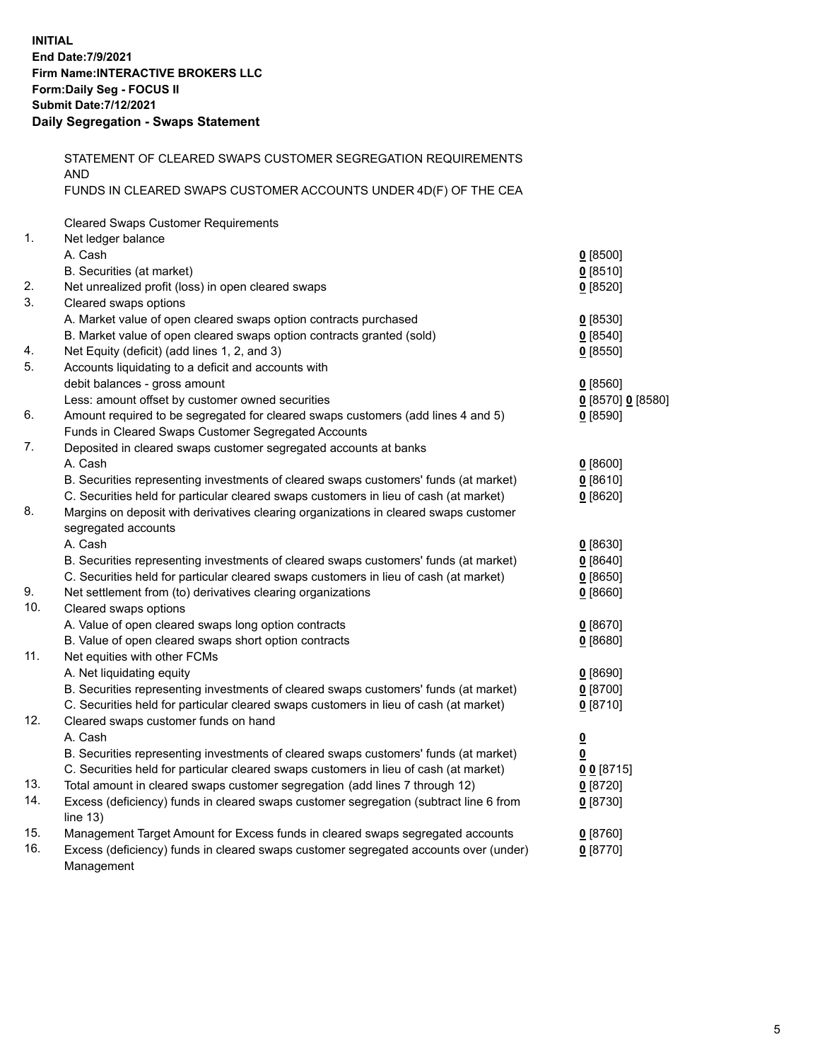**INITIAL**
**End Date:7/9/2021**
**Firm Name:INTERACTIVE BROKERS LLC**
**Form:Daily Seg - FOCUS II**
**Submit Date:7/12/2021**
**Daily Segregation - Swaps Statement**

STATEMENT OF CLEARED SWAPS CUSTOMER SEGREGATION REQUIREMENTS
AND
FUNDS IN CLEARED SWAPS CUSTOMER ACCOUNTS UNDER 4D(F) OF THE CEA

| | | |
|---|---|---|
| | Cleared Swaps Customer Requirements | |
| 1. | Net ledger balance | |
| | A. Cash | 0 [8500] |
| | B. Securities (at market) | 0 [8510] |
| 2. | Net unrealized profit (loss) in open cleared swaps | 0 [8520] |
| 3. | Cleared swaps options | |
| | A. Market value of open cleared swaps option contracts purchased | 0 [8530] |
| | B. Market value of open cleared swaps option contracts granted (sold) | 0 [8540] |
| 4. | Net Equity (deficit) (add lines 1, 2, and 3) | 0 [8550] |
| 5. | Accounts liquidating to a deficit and accounts with debit balances - gross amount | 0 [8560] |
| | Less: amount offset by customer owned securities | 0 [8570] 0 [8580] |
| 6. | Amount required to be segregated for cleared swaps customers (add lines 4 and 5) | 0 [8590] |
| | Funds in Cleared Swaps Customer Segregated Accounts | |
| 7. | Deposited in cleared swaps customer segregated accounts at banks | |
| | A. Cash | 0 [8600] |
| | B. Securities representing investments of cleared swaps customers' funds (at market) | 0 [8610] |
| | C. Securities held for particular cleared swaps customers in lieu of cash (at market) | 0 [8620] |
| 8. | Margins on deposit with derivatives clearing organizations in cleared swaps customer segregated accounts | |
| | A. Cash | 0 [8630] |
| | B. Securities representing investments of cleared swaps customers' funds (at market) | 0 [8640] |
| | C. Securities held for particular cleared swaps customers in lieu of cash (at market) | 0 [8650] |
| 9. | Net settlement from (to) derivatives clearing organizations | 0 [8660] |
| 10. | Cleared swaps options | |
| | A. Value of open cleared swaps long option contracts | 0 [8670] |
| | B. Value of open cleared swaps short option contracts | 0 [8680] |
| 11. | Net equities with other FCMs | |
| | A. Net liquidating equity | 0 [8690] |
| | B. Securities representing investments of cleared swaps customers' funds (at market) | 0 [8700] |
| | C. Securities held for particular cleared swaps customers in lieu of cash (at market) | 0 [8710] |
| 12. | Cleared swaps customer funds on hand | |
| | A. Cash | 0 |
| | B. Securities representing investments of cleared swaps customers' funds (at market) | 0 |
| | C. Securities held for particular cleared swaps customers in lieu of cash (at market) | 0 0 [8715] |
| 13. | Total amount in cleared swaps customer segregation (add lines 7 through 12) | 0 [8720] |
| 14. | Excess (deficiency) funds in cleared swaps customer segregation (subtract line 6 from line 13) | 0 [8730] |
| 15. | Management Target Amount for Excess funds in cleared swaps segregated accounts | 0 [8760] |
| 16. | Excess (deficiency) funds in cleared swaps customer segregated accounts over (under) Management | 0 [8770] |